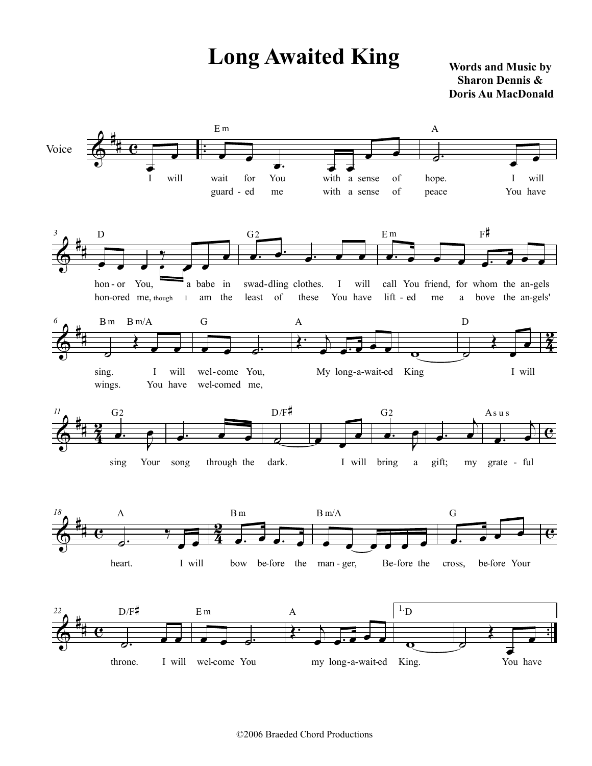# Long Awaited King

**Words and Music by**
**Sharon Dennis &**
**Doris Au MacDonald**

©2006 Braeded Chord Productions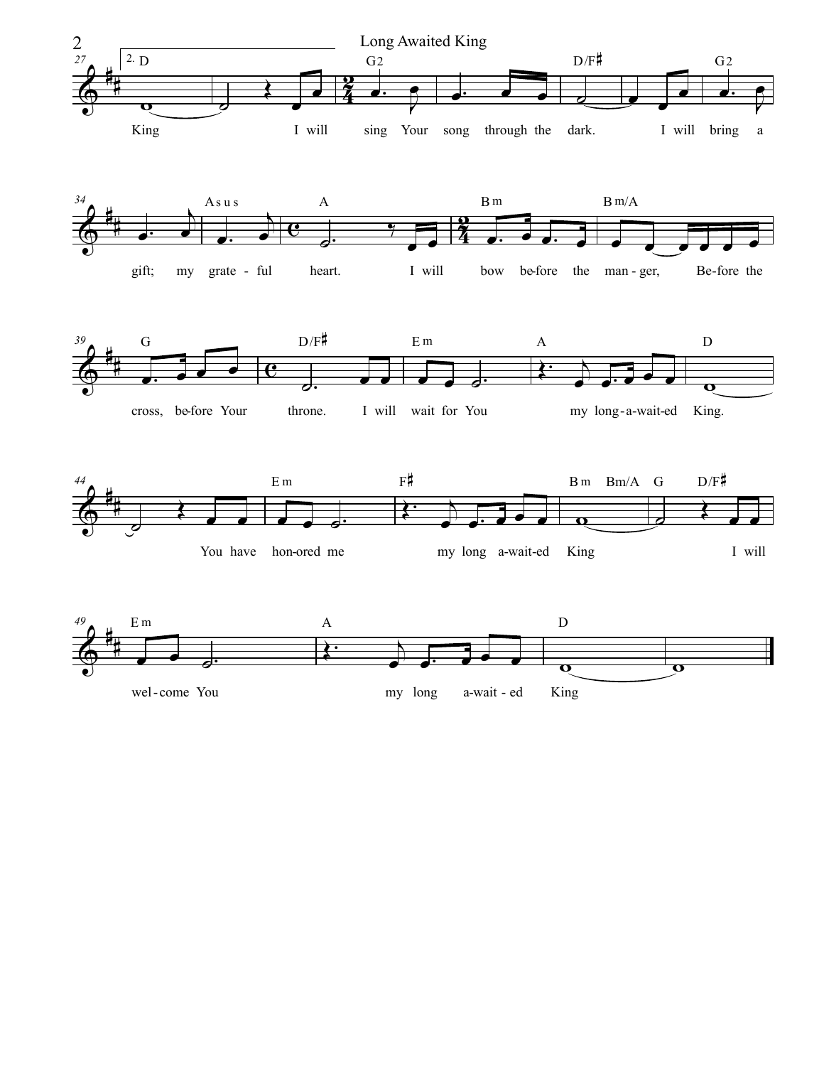King I will sing Your song through the dark. I will bring a

gift; my grate - ful heart. I will bow be-fore the man - ger, Be-fore the

cross, be-fore Your throne. I will wait for You my long - a-wait-ed King.

You have hon-ored me my long a-wait-ed King I will

wel - come You my long a-wait - ed King